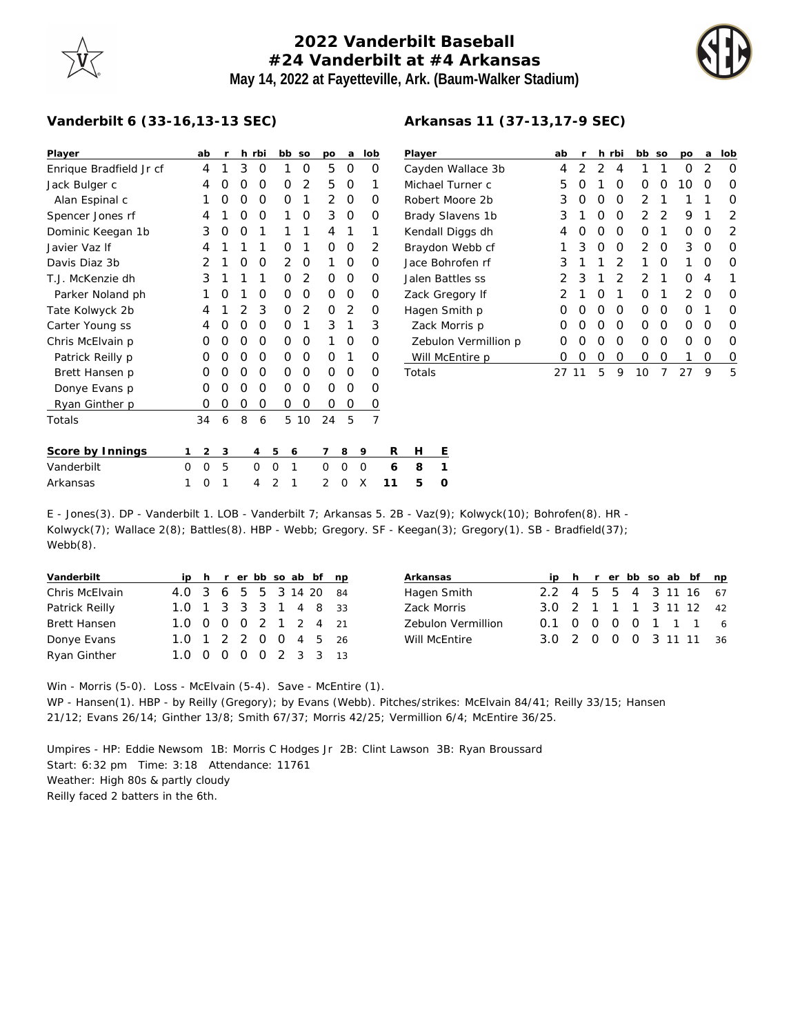# 2022 Vanderbilt Baseball

## #24 Vanderbilt at #4 Arkansas

**May 14, 2022 at Fayetteville, Ark. (Baum-Walker Stadium)**

### Vanderbilt 6 (33-16,13-13 SEC)

| Player | ab | r | h | rbi | bb | so | po | a | lob |
|---|---|---|---|---|---|---|---|---|---|
| Enrique Bradfield Jr cf | 4 | 1 | 3 | 0 | 1 | 0 | 5 | 0 | 0 |
| Jack Bulger c | 4 | 0 | 0 | 0 | 0 | 2 | 5 | 0 | 1 |
| Alan Espinal c | 1 | 0 | 0 | 0 | 0 | 1 | 2 | 0 | 0 |
| Spencer Jones rf | 4 | 1 | 0 | 0 | 1 | 0 | 3 | 0 | 0 |
| Dominic Keegan 1b | 3 | 0 | 0 | 1 | 1 | 1 | 4 | 1 | 1 |
| Javier Vaz lf | 4 | 1 | 1 | 1 | 0 | 1 | 0 | 0 | 2 |
| Davis Diaz 3b | 2 | 1 | 0 | 0 | 2 | 0 | 1 | 0 | 0 |
| T.J. McKenzie dh | 3 | 1 | 1 | 1 | 0 | 2 | 0 | 0 | 0 |
| Parker Noland ph | 1 | 0 | 1 | 0 | 0 | 0 | 0 | 0 | 0 |
| Tate Kolwyck 2b | 4 | 1 | 2 | 3 | 0 | 2 | 0 | 2 | 0 |
| Carter Young ss | 4 | 0 | 0 | 0 | 0 | 1 | 3 | 1 | 3 |
| Chris McElvain p | 0 | 0 | 0 | 0 | 0 | 0 | 1 | 0 | 0 |
| Patrick Reilly p | 0 | 0 | 0 | 0 | 0 | 0 | 0 | 1 | 0 |
| Brett Hansen p | 0 | 0 | 0 | 0 | 0 | 0 | 0 | 0 | 0 |
| Donye Evans p | 0 | 0 | 0 | 0 | 0 | 0 | 0 | 0 | 0 |
| Ryan Ginther p | 0 | 0 | 0 | 0 | 0 | 0 | 0 | 0 | 0 |
| Totals | 34 | 6 | 8 | 6 | 5 | 10 | 24 | 5 | 7 |

### Arkansas 11 (37-13,17-9 SEC)

| Player | ab | r | h | rbi | bb | so | po | a | lob |
|---|---|---|---|---|---|---|---|---|---|
| Cayden Wallace 3b | 4 | 2 | 2 | 4 | 1 | 1 | 0 | 2 | 0 |
| Michael Turner c | 5 | 0 | 1 | 0 | 0 | 0 | 10 | 0 | 0 |
| Robert Moore 2b | 3 | 0 | 0 | 0 | 2 | 1 | 1 | 1 | 0 |
| Brady Slavens 1b | 3 | 1 | 0 | 0 | 2 | 2 | 9 | 1 | 2 |
| Kendall Diggs dh | 4 | 0 | 0 | 0 | 0 | 1 | 0 | 0 | 2 |
| Braydon Webb cf | 1 | 3 | 0 | 0 | 2 | 0 | 3 | 0 | 0 |
| Jace Bohrofen rf | 3 | 1 | 1 | 2 | 1 | 0 | 1 | 0 | 0 |
| Jalen Battles ss | 2 | 3 | 1 | 2 | 2 | 1 | 0 | 4 | 1 |
| Zack Gregory lf | 2 | 1 | 0 | 1 | 0 | 1 | 2 | 0 | 0 |
| Hagen Smith p | 0 | 0 | 0 | 0 | 0 | 0 | 0 | 1 | 0 |
| Zack Morris p | 0 | 0 | 0 | 0 | 0 | 0 | 0 | 0 | 0 |
| Zebulon Vermillion p | 0 | 0 | 0 | 0 | 0 | 0 | 0 | 0 | 0 |
| Will McEntire p | 0 | 0 | 0 | 0 | 0 | 0 | 1 | 0 | 0 |
| Totals | 27 | 11 | 5 | 9 | 10 | 7 | 27 | 9 | 5 |

| Score by Innings | 1 | 2 | 3 | 4 | 5 | 6 | 7 | 8 | 9 | R | H | E |
|---|---|---|---|---|---|---|---|---|---|---|---|---|
| Vanderbilt | 0 | 0 | 5 | 0 | 0 | 1 | 0 | 0 | 0 | 6 | 8 | 1 |
| Arkansas | 1 | 0 | 1 | 4 | 2 | 1 | 2 | 0 | X | 11 | 5 | 0 |

E - Jones(3). DP - Vanderbilt 1. LOB - Vanderbilt 7; Arkansas 5. 2B - Vaz(9); Kolwyck(10); Bohrofen(8). HR - Kolwyck(7); Wallace 2(8); Battles(8). HBP - Webb; Gregory. SF - Keegan(3); Gregory(1). SB - Bradfield(37); Webb(8).

| Vanderbilt | ip | h | r | er | bb | so | ab | bf | np |
|---|---|---|---|---|---|---|---|---|---|
| Chris McElvain | 4.0 | 3 | 6 | 5 | 5 | 3 | 14 | 20 | 84 |
| Patrick Reilly | 1.0 | 1 | 3 | 3 | 3 | 1 | 4 | 8 | 33 |
| Brett Hansen | 1.0 | 0 | 0 | 0 | 2 | 1 | 2 | 4 | 21 |
| Donye Evans | 1.0 | 1 | 2 | 2 | 0 | 0 | 4 | 5 | 26 |
| Ryan Ginther | 1.0 | 0 | 0 | 0 | 0 | 2 | 3 | 3 | 13 |

| Arkansas | ip | h | r | er | bb | so | ab | bf | np |
|---|---|---|---|---|---|---|---|---|---|
| Hagen Smith | 2.2 | 4 | 5 | 5 | 4 | 3 | 11 | 16 | 67 |
| Zack Morris | 3.0 | 2 | 1 | 1 | 1 | 3 | 11 | 12 | 42 |
| Zebulon Vermillion | 0.1 | 0 | 0 | 0 | 0 | 1 | 1 | 1 | 6 |
| Will McEntire | 3.0 | 2 | 0 | 0 | 0 | 3 | 11 | 11 | 36 |

Win - Morris (5-0). Loss - McElvain (5-4). Save - McEntire (1).
WP - Hansen(1). HBP - by Reilly (Gregory); by Evans (Webb). Pitches/strikes: McElvain 84/41; Reilly 33/15; Hansen 21/12; Evans 26/14; Ginther 13/8; Smith 67/37; Morris 42/25; Vermillion 6/4; McEntire 36/25.

Umpires - HP: Eddie Newsom 1B: Morris C Hodges Jr 2B: Clint Lawson 3B: Ryan Broussard
Start: 6:32 pm Time: 3:18 Attendance: 11761
Weather: High 80s & partly cloudy
Reilly faced 2 batters in the 6th.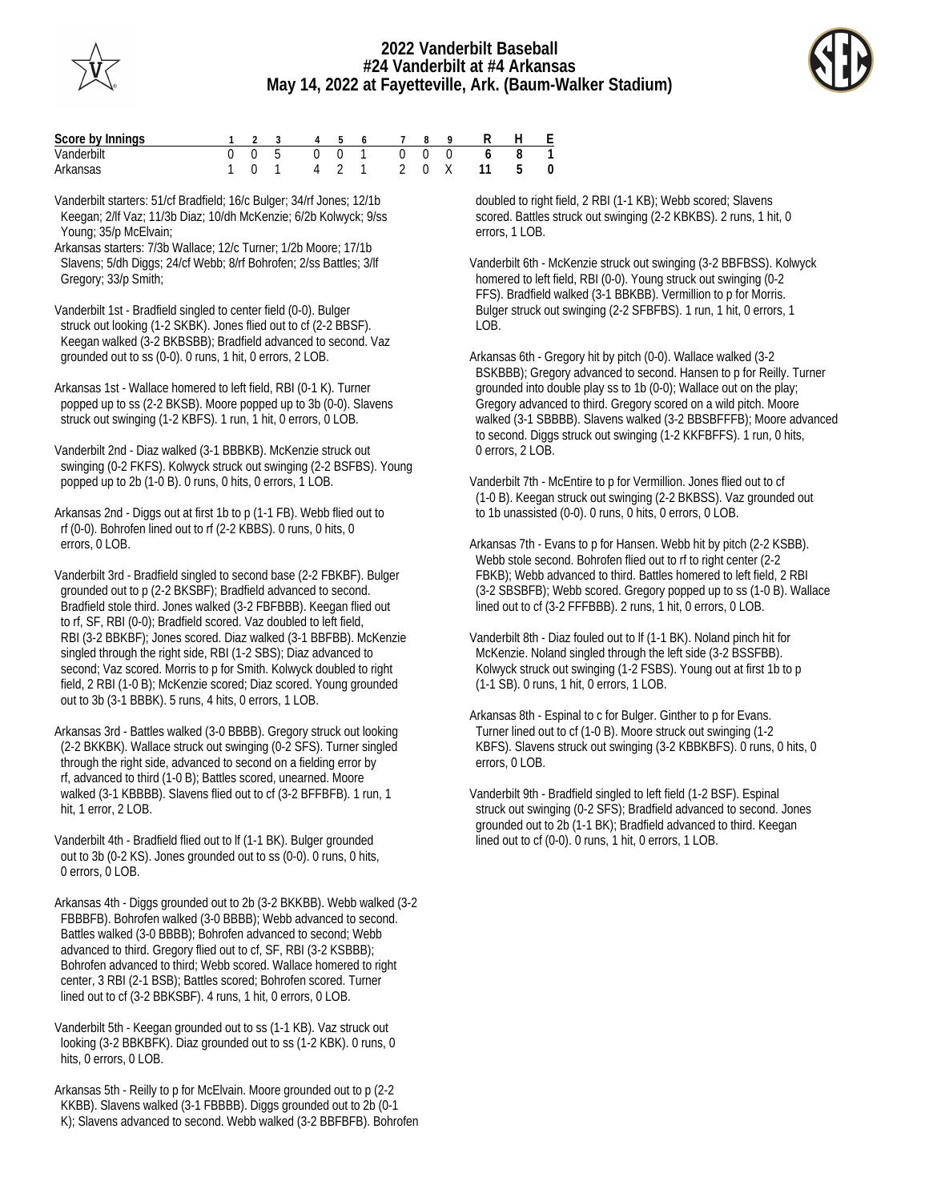# 2022 Vanderbilt Baseball
## #24 Vanderbilt at #4 Arkansas
## May 14, 2022 at Fayetteville, Ark. (Baum-Walker Stadium)

| Score by Innings | 1 | 2 | 3 | 4 | 5 | 6 | 7 | 8 | 9 | R | H | E |
|---|---|---|---|---|---|---|---|---|---|---|---|---|
| Vanderbilt | 0 | 0 | 5 | 0 | 0 | 1 | 0 | 0 | 0 | 6 | 8 | 1 |
| Arkansas | 1 | 0 | 1 | 4 | 2 | 1 | 2 | 0 | X | 11 | 5 | 0 |

Vanderbilt starters: 51/cf Bradfield; 16/c Bulger; 34/rf Jones; 12/1b Keegan; 2/lf Vaz; 11/3b Diaz; 10/dh McKenzie; 6/2b Kolwyck; 9/ss Young; 35/p McElvain;

Arkansas starters: 7/3b Wallace; 12/c Turner; 1/2b Moore; 17/1b Slavens; 5/dh Diggs; 24/cf Webb; 8/rf Bohrofen; 2/ss Battles; 3/lf Gregory; 33/p Smith;

Vanderbilt 1st - Bradfield singled to center field (0-0). Bulger struck out looking (1-2 SKBK). Jones flied out to cf (2-2 BBSF). Keegan walked (3-2 BKBSBB); Bradfield advanced to second. Vaz grounded out to ss (0-0). 0 runs, 1 hit, 0 errors, 2 LOB.

Arkansas 1st - Wallace homered to left field, RBI (0-1 K). Turner popped up to ss (2-2 BKSB). Moore popped up to 3b (0-0). Slavens struck out swinging (1-2 KBFS). 1 run, 1 hit, 0 errors, 0 LOB.

Vanderbilt 2nd - Diaz walked (3-1 BBBKB). McKenzie struck out swinging (0-2 FKFS). Kolwyck struck out swinging (2-2 BSFBS). Young popped up to 2b (1-0 B). 0 runs, 0 hits, 0 errors, 1 LOB.

Arkansas 2nd - Diggs out at first 1b to p (1-1 FB). Webb flied out to rf (0-0). Bohrofen lined out to rf (2-2 KBBS). 0 runs, 0 hits, 0 errors, 0 LOB.

Vanderbilt 3rd - Bradfield singled to second base (2-2 FBKBF). Bulger grounded out to p (2-2 BKSBF); Bradfield advanced to second. Bradfield stole third. Jones walked (3-2 FBFBBB). Keegan flied out to rf, SF, RBI (0-0); Bradfield scored. Vaz doubled to left field, RBI (3-2 BBKBF); Jones scored. Diaz walked (3-1 BBFBB). McKenzie singled through the right side, RBI (1-2 SBS); Diaz advanced to second; Vaz scored. Morris to p for Smith. Kolwyck doubled to right field, 2 RBI (1-0 B); McKenzie scored; Diaz scored. Young grounded out to 3b (3-1 BBBK). 5 runs, 4 hits, 0 errors, 1 LOB.

Arkansas 3rd - Battles walked (3-0 BBBB). Gregory struck out looking (2-2 BKKBK). Wallace struck out swinging (0-2 SFS). Turner singled through the right side, advanced to second on a fielding error by rf, advanced to third (1-0 B); Battles scored, unearned. Moore walked (3-1 KBBBB). Slavens flied out to cf (3-2 BFFBFB). 1 run, 1 hit, 1 error, 2 LOB.

Vanderbilt 4th - Bradfield flied out to lf (1-1 BK). Bulger grounded out to 3b (0-2 KS). Jones grounded out to ss (0-0). 0 runs, 0 hits, 0 errors, 0 LOB.

Arkansas 4th - Diggs grounded out to 2b (3-2 BKKBB). Webb walked (3-2 FBBBFB). Bohrofen walked (3-0 BBBB); Webb advanced to second. Battles walked (3-0 BBBB); Bohrofen advanced to second; Webb advanced to third. Gregory flied out to cf, SF, RBI (3-2 KSBBB); Bohrofen advanced to third; Webb scored. Wallace homered to right center, 3 RBI (2-1 BSB); Battles scored; Bohrofen scored. Turner lined out to cf (3-2 BBKSBF). 4 runs, 1 hit, 0 errors, 0 LOB.

Vanderbilt 5th - Keegan grounded out to ss (1-1 KB). Vaz struck out looking (3-2 BBKBFK). Diaz grounded out to ss (1-2 KBK). 0 runs, 0 hits, 0 errors, 0 LOB.

Arkansas 5th - Reilly to p for McElvain. Moore grounded out to p (2-2 KKBB). Slavens walked (3-1 FBBBB). Diggs grounded out to 2b (0-1 K); Slavens advanced to second. Webb walked (3-2 BBFBFB). Bohrofen doubled to right field, 2 RBI (1-1 KB); Webb scored; Slavens scored. Battles struck out swinging (2-2 KBKBS). 2 runs, 1 hit, 0 errors, 1 LOB.

Vanderbilt 6th - McKenzie struck out swinging (3-2 BBFBSS). Kolwyck homered to left field, RBI (0-0). Young struck out swinging (0-2 FFS). Bradfield walked (3-1 BBKBB). Vermillion to p for Morris. Bulger struck out swinging (2-2 SFBFBS). 1 run, 1 hit, 0 errors, 1 LOB.

Arkansas 6th - Gregory hit by pitch (0-0). Wallace walked (3-2 BSKBBB); Gregory advanced to second. Hansen to p for Reilly. Turner grounded into double play ss to 1b (0-0); Wallace out on the play; Gregory advanced to third. Gregory scored on a wild pitch. Moore walked (3-1 SBBBB). Slavens walked (3-2 BBSBFFFB); Moore advanced to second. Diggs struck out swinging (1-2 KKFBFFS). 1 run, 0 hits, 0 errors, 2 LOB.

Vanderbilt 7th - McEntire to p for Vermillion. Jones flied out to cf (1-0 B). Keegan struck out swinging (2-2 BKBSS). Vaz grounded out to 1b unassisted (0-0). 0 runs, 0 hits, 0 errors, 0 LOB.

Arkansas 7th - Evans to p for Hansen. Webb hit by pitch (2-2 KSBB). Webb stole second. Bohrofen flied out to rf to right center (2-2 FBKB); Webb advanced to third. Battles homered to left field, 2 RBI (3-2 SBSBFB); Webb scored. Gregory popped up to ss (1-0 B). Wallace lined out to cf (3-2 FFFBBB). 2 runs, 1 hit, 0 errors, 0 LOB.

Vanderbilt 8th - Diaz fouled out to lf (1-1 BK). Noland pinch hit for McKenzie. Noland singled through the left side (3-2 BSSFBB). Kolwyck struck out swinging (1-2 FSBS). Young out at first 1b to p (1-1 SB). 0 runs, 1 hit, 0 errors, 1 LOB.

Arkansas 8th - Espinal to c for Bulger. Ginther to p for Evans. Turner lined out to cf (1-0 B). Moore struck out swinging (1-2 KBFS). Slavens struck out swinging (3-2 KBBKBFS). 0 runs, 0 hits, 0 errors, 0 LOB.

Vanderbilt 9th - Bradfield singled to left field (1-2 BSF). Espinal struck out swinging (0-2 SFS); Bradfield advanced to second. Jones grounded out to 2b (1-1 BK); Bradfield advanced to third. Keegan lined out to cf (0-0). 0 runs, 1 hit, 0 errors, 1 LOB.